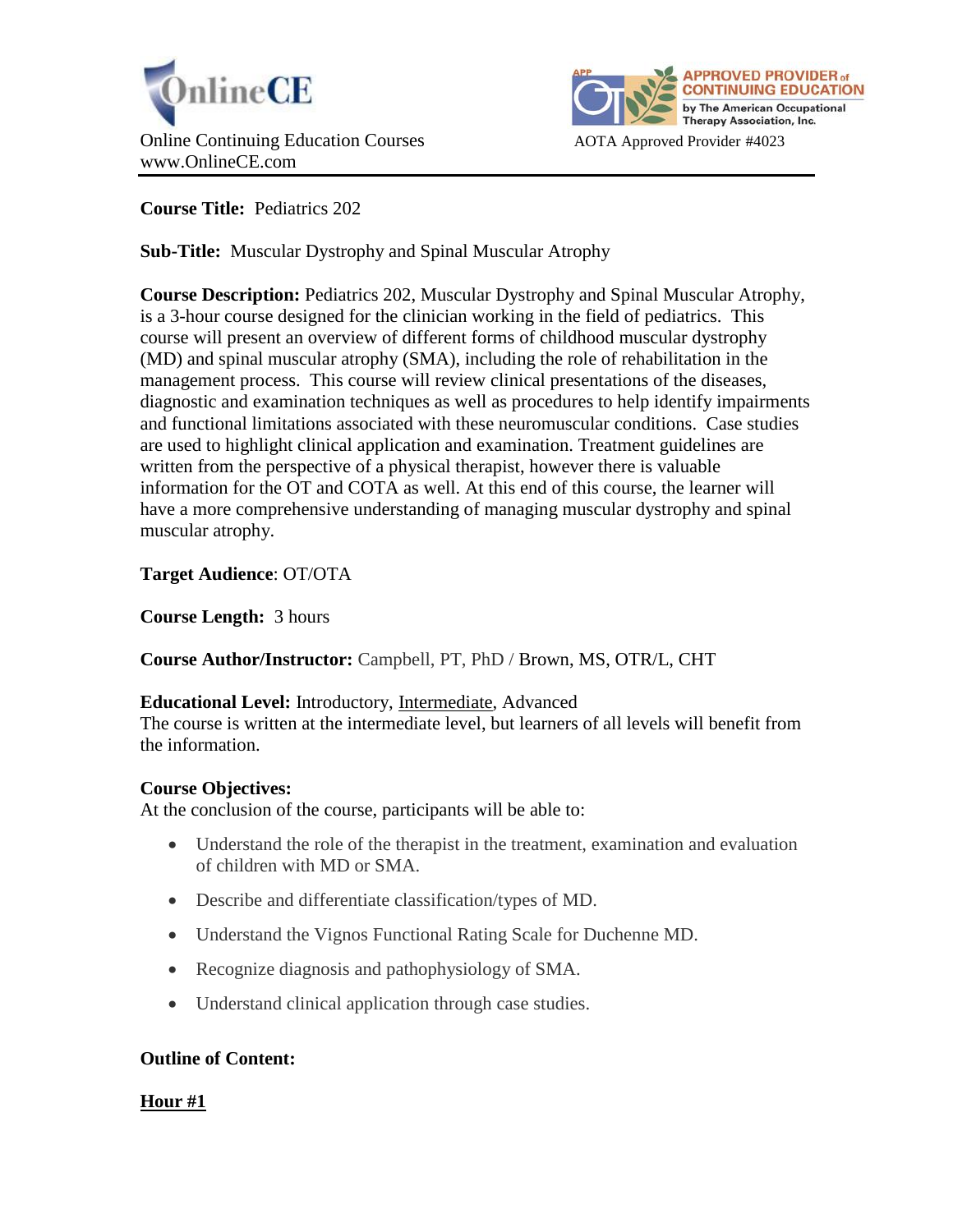OnlineCE

Online Continuing Education Courses
www.OnlineCE.com

APPROVED PROVIDER of CONTINUING EDUCATION by The American Occupational Therapy Association, Inc.

AOTA Approved Provider #4023

**Course Title:** Pediatrics 202

**Sub-Title:** Muscular Dystrophy and Spinal Muscular Atrophy

**Course Description:** Pediatrics 202, Muscular Dystrophy and Spinal Muscular Atrophy, is a 3-hour course designed for the clinician working in the field of pediatrics. This course will present an overview of different forms of childhood muscular dystrophy (MD) and spinal muscular atrophy (SMA), including the role of rehabilitation in the management process. This course will review clinical presentations of the diseases, diagnostic and examination techniques as well as procedures to help identify impairments and functional limitations associated with these neuromuscular conditions. Case studies are used to highlight clinical application and examination. Treatment guidelines are written from the perspective of a physical therapist, however there is valuable information for the OT and COTA as well. At this end of this course, the learner will have a more comprehensive understanding of managing muscular dystrophy and spinal muscular atrophy.

**Target Audience**: OT/OTA

**Course Length:** 3 hours

**Course Author/Instructor:** Campbell, PT, PhD / Brown, MS, OTR/L, CHT

**Educational Level:** Introductory, Intermediate, Advanced
The course is written at the intermediate level, but learners of all levels will benefit from the information.

**Course Objectives:**
At the conclusion of the course, participants will be able to:

- Understand the role of the therapist in the treatment, examination and evaluation of children with MD or SMA.
- Describe and differentiate classification/types of MD.
- Understand the Vignos Functional Rating Scale for Duchenne MD.
- Recognize diagnosis and pathophysiology of SMA.
- Understand clinical application through case studies.

**Outline of Content:**

**Hour #1**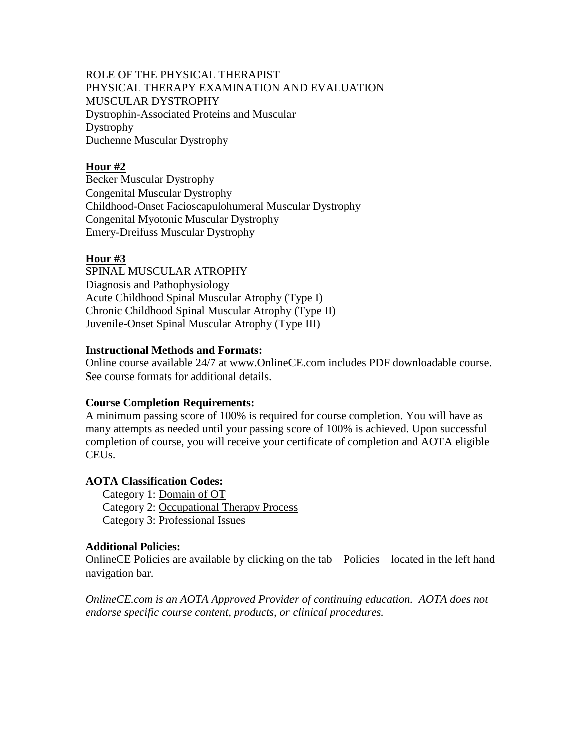ROLE OF THE PHYSICAL THERAPIST
PHYSICAL THERAPY EXAMINATION AND EVALUATION
MUSCULAR DYSTROPHY
Dystrophin-Associated Proteins and Muscular Dystrophy
Duchenne Muscular Dystrophy

**Hour #2**

Becker Muscular Dystrophy
Congenital Muscular Dystrophy
Childhood-Onset Facioscapulohumeral Muscular Dystrophy
Congenital Myotonic Muscular Dystrophy
Emery-Dreifuss Muscular Dystrophy

**Hour #3**

SPINAL MUSCULAR ATROPHY
Diagnosis and Pathophysiology
Acute Childhood Spinal Muscular Atrophy (Type I)
Chronic Childhood Spinal Muscular Atrophy (Type II)
Juvenile-Onset Spinal Muscular Atrophy (Type III)

**Instructional Methods and Formats:**
Online course available 24/7 at www.OnlineCE.com includes PDF downloadable course. See course formats for additional details.

**Course Completion Requirements:**
A minimum passing score of 100% is required for course completion. You will have as many attempts as needed until your passing score of 100% is achieved. Upon successful completion of course, you will receive your certificate of completion and AOTA eligible CEUs.

**AOTA Classification Codes:**

Category 1: Domain of OT
Category 2: Occupational Therapy Process
Category 3: Professional Issues

**Additional Policies:**
OnlineCE Policies are available by clicking on the tab – Policies – located in the left hand navigation bar.

*OnlineCE.com is an AOTA Approved Provider of continuing education. AOTA does not endorse specific course content, products, or clinical procedures.*